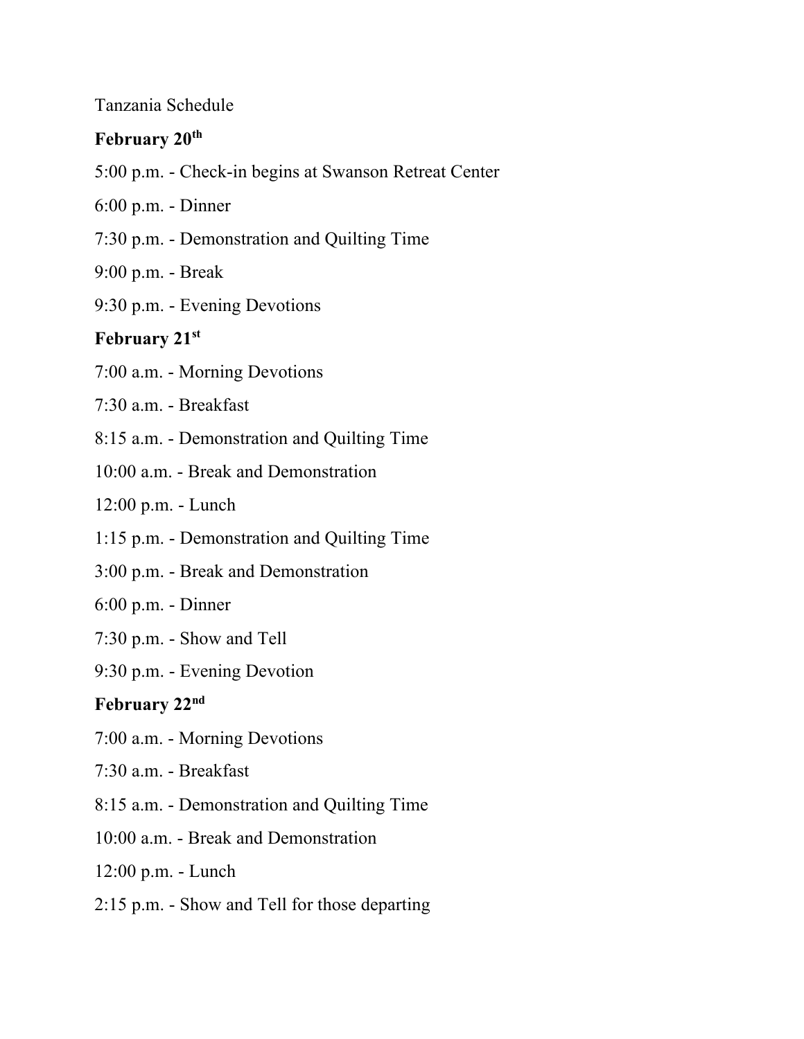Tanzania Schedule

**February 20th**

5:00 p.m. - Check-in begins at Swanson Retreat Center

6:00 p.m. - Dinner

7:30 p.m. - Demonstration and Quilting Time

9:00 p.m. - Break

9:30 p.m. - Evening Devotions

**February 21st**

7:00 a.m. - Morning Devotions

7:30 a.m. - Breakfast

8:15 a.m. - Demonstration and Quilting Time

10:00 a.m. - Break and Demonstration

12:00 p.m. - Lunch

1:15 p.m. - Demonstration and Quilting Time

3:00 p.m. - Break and Demonstration

6:00 p.m. - Dinner

7:30 p.m. - Show and Tell

9:30 p.m. - Evening Devotion

**February 22nd**

7:00 a.m. - Morning Devotions

7:30 a.m. - Breakfast

8:15 a.m. - Demonstration and Quilting Time

10:00 a.m. - Break and Demonstration

12:00 p.m. - Lunch

2:15 p.m. - Show and Tell for those departing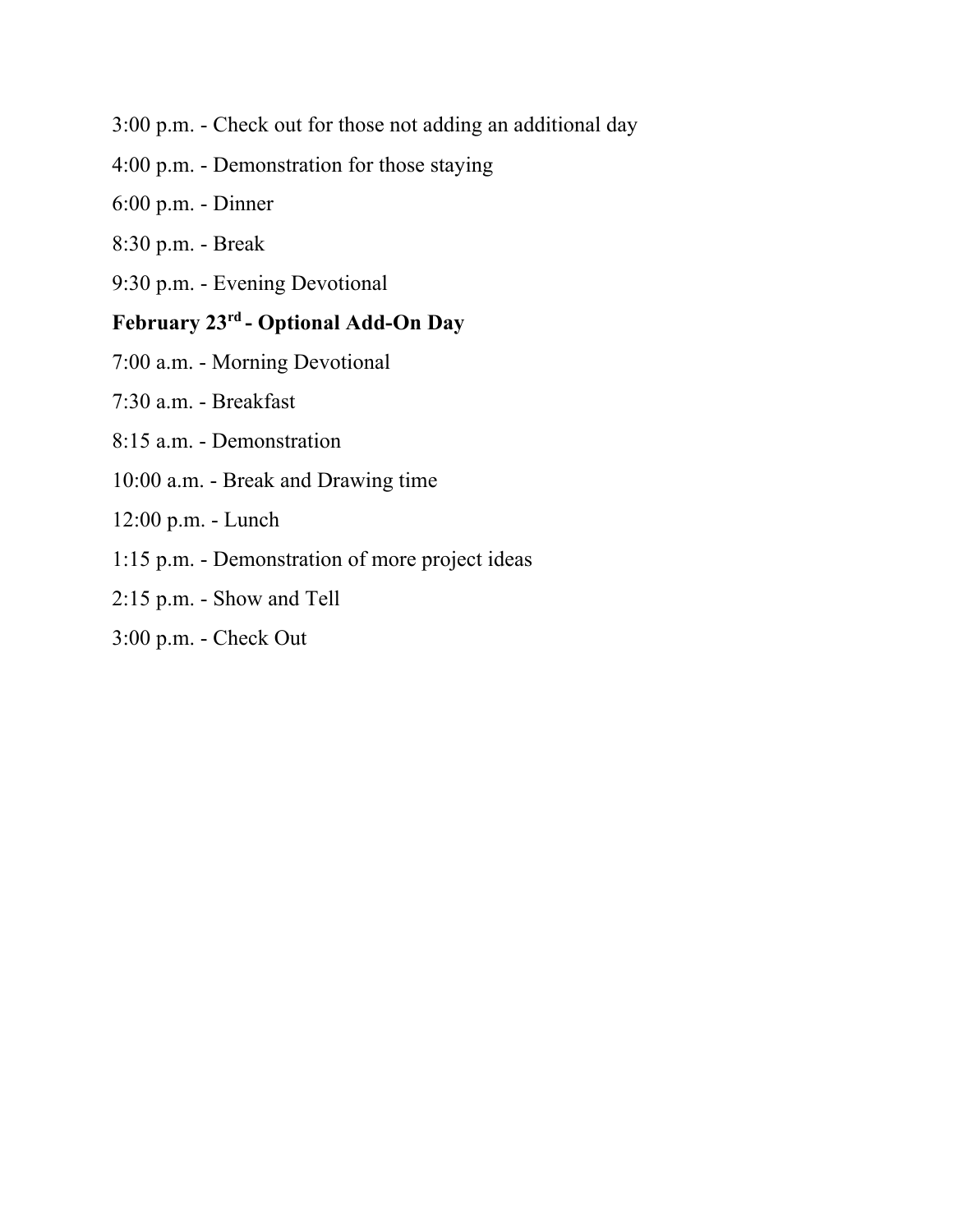3:00 p.m. - Check out for those not adding an additional day

4:00 p.m. - Demonstration for those staying

6:00 p.m. - Dinner

8:30 p.m. - Break

9:30 p.m. - Evening Devotional

**February 23rd - Optional Add-On Day**

7:00 a.m. - Morning Devotional

7:30 a.m. - Breakfast

8:15 a.m. - Demonstration

10:00 a.m. - Break and Drawing time

12:00 p.m. - Lunch

1:15 p.m. - Demonstration of more project ideas

2:15 p.m. - Show and Tell

3:00 p.m. - Check Out